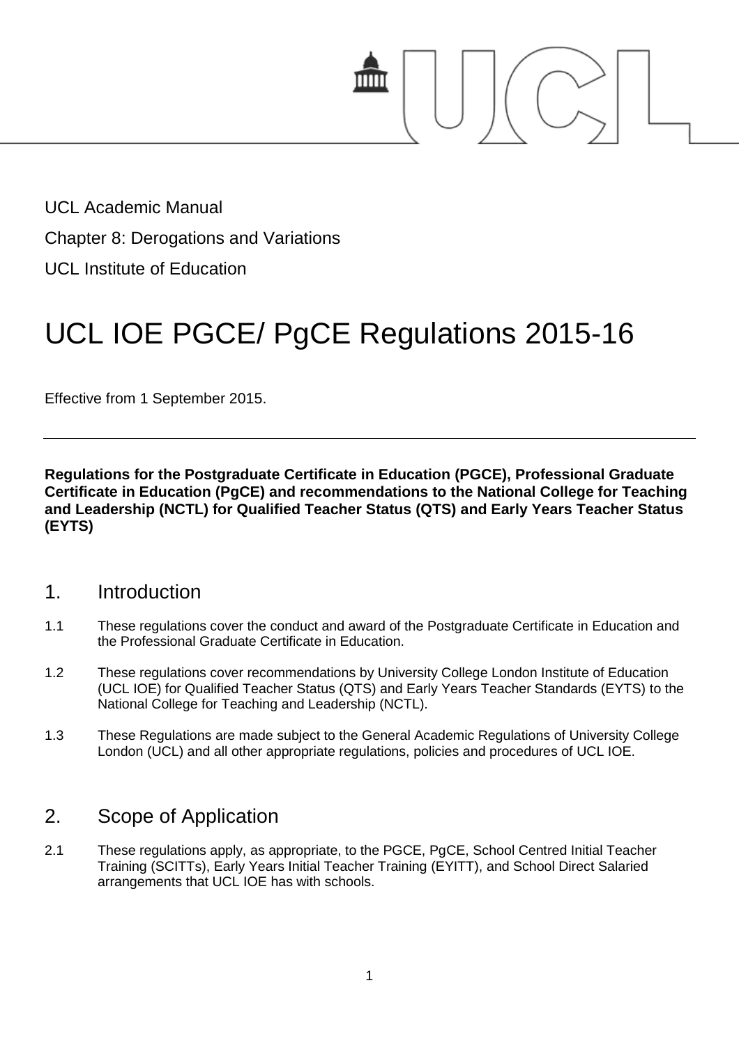UCL Academic Manual

Chapter 8: Derogations and Variations

UCL Institute of Education

# UCL IOE PGCE/ PgCE Regulations 2015-16

Effective from 1 September 2015.

---

**Regulations for the Postgraduate Certificate in Education (PGCE), Professional Graduate Certificate in Education (PgCE) and recommendations to the National College for Teaching and Leadership (NCTL) for Qualified Teacher Status (QTS) and Early Years Teacher Status (EYTS)**

## 1. Introduction

1.1 These regulations cover the conduct and award of the Postgraduate Certificate in Education and the Professional Graduate Certificate in Education.

1.2 These regulations cover recommendations by University College London Institute of Education (UCL IOE) for Qualified Teacher Status (QTS) and Early Years Teacher Standards (EYTS) to the National College for Teaching and Leadership (NCTL).

1.3 These Regulations are made subject to the General Academic Regulations of University College London (UCL) and all other appropriate regulations, policies and procedures of UCL IOE.

## 2. Scope of Application

2.1 These regulations apply, as appropriate, to the PGCE, PgCE, School Centred Initial Teacher Training (SCITTs), Early Years Initial Teacher Training (EYITT), and School Direct Salaried arrangements that UCL IOE has with schools.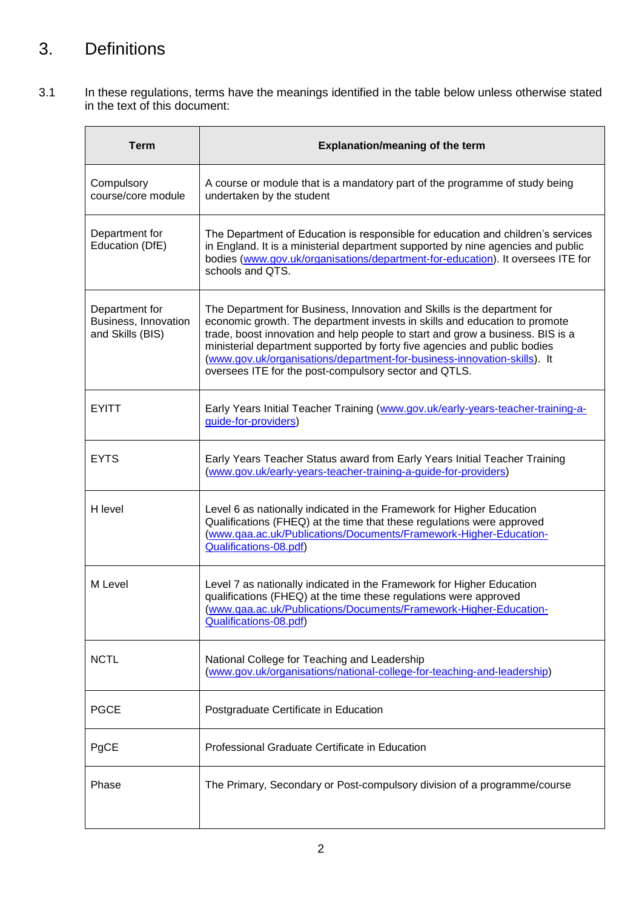# 3. Definitions

3.1 In these regulations, terms have the meanings identified in the table below unless otherwise stated in the text of this document:

| Term | Explanation/meaning of the term |
|---|---|
| Compulsory course/core module | A course or module that is a mandatory part of the programme of study being undertaken by the student |
| Department for Education (DfE) | The Department of Education is responsible for education and children's services in England. It is a ministerial department supported by nine agencies and public bodies (www.gov.uk/organisations/department-for-education). It oversees ITE for schools and QTS. |
| Department for Business, Innovation and Skills (BIS) | The Department for Business, Innovation and Skills is the department for economic growth. The department invests in skills and education to promote trade, boost innovation and help people to start and grow a business. BIS is a ministerial department supported by forty five agencies and public bodies (www.gov.uk/organisations/department-for-business-innovation-skills). It oversees ITE for the post-compulsory sector and QTLS. |
| EYITT | Early Years Initial Teacher Training (www.gov.uk/early-years-teacher-training-a-guide-for-providers) |
| EYTS | Early Years Teacher Status award from Early Years Initial Teacher Training (www.gov.uk/early-years-teacher-training-a-guide-for-providers) |
| H level | Level 6 as nationally indicated in the Framework for Higher Education Qualifications (FHEQ) at the time that these regulations were approved (www.qaa.ac.uk/Publications/Documents/Framework-Higher-Education-Qualifications-08.pdf) |
| M Level | Level 7 as nationally indicated in the Framework for Higher Education qualifications (FHEQ) at the time these regulations were approved (www.qaa.ac.uk/Publications/Documents/Framework-Higher-Education-Qualifications-08.pdf) |
| NCTL | National College for Teaching and Leadership (www.gov.uk/organisations/national-college-for-teaching-and-leadership) |
| PGCE | Postgraduate Certificate in Education |
| PgCE | Professional Graduate Certificate in Education |
| Phase | The Primary, Secondary or Post-compulsory division of a programme/course |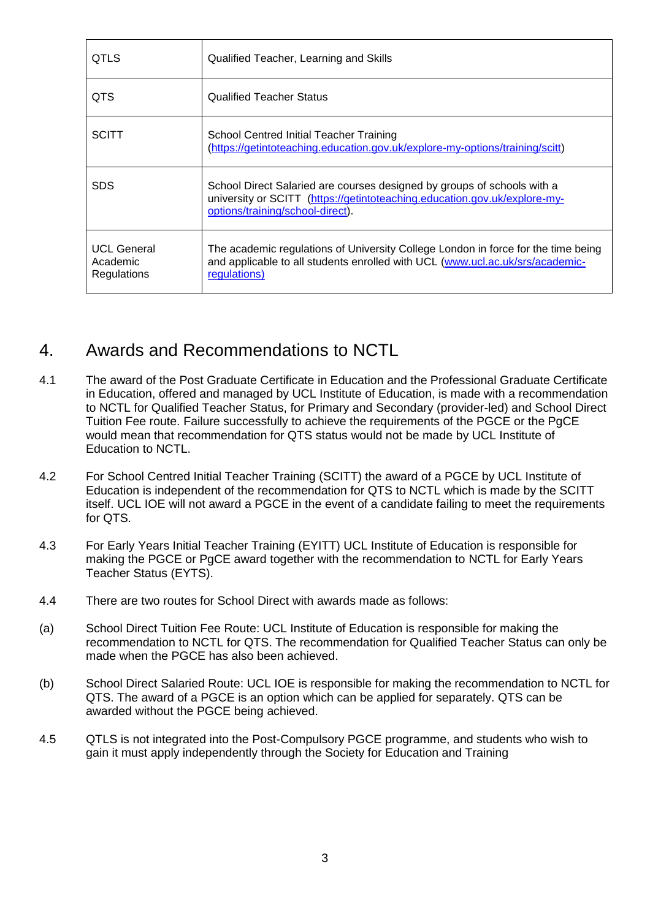| | |
|---|---|
| QTLS | Qualified Teacher, Learning and Skills |
| QTS | Qualified Teacher Status |
| SCITT | School Centred Initial Teacher Training (https://getintoteaching.education.gov.uk/explore-my-options/training/scitt) |
| SDS | School Direct Salaried are courses designed by groups of schools with a university or SCITT (https://getintoteaching.education.gov.uk/explore-my-options/training/school-direct). |
| UCL General Academic Regulations | The academic regulations of University College London in force for the time being and applicable to all students enrolled with UCL (www.ucl.ac.uk/srs/academic-regulations) |

## 4. Awards and Recommendations to NCTL

4.1 The award of the Post Graduate Certificate in Education and the Professional Graduate Certificate in Education, offered and managed by UCL Institute of Education, is made with a recommendation to NCTL for Qualified Teacher Status, for Primary and Secondary (provider-led) and School Direct Tuition Fee route. Failure successfully to achieve the requirements of the PGCE or the PgCE would mean that recommendation for QTS status would not be made by UCL Institute of Education to NCTL.

4.2 For School Centred Initial Teacher Training (SCITT) the award of a PGCE by UCL Institute of Education is independent of the recommendation for QTS to NCTL which is made by the SCITT itself. UCL IOE will not award a PGCE in the event of a candidate failing to meet the requirements for QTS.

4.3 For Early Years Initial Teacher Training (EYITT) UCL Institute of Education is responsible for making the PGCE or PgCE award together with the recommendation to NCTL for Early Years Teacher Status (EYTS).

4.4 There are two routes for School Direct with awards made as follows:

(a) School Direct Tuition Fee Route: UCL Institute of Education is responsible for making the recommendation to NCTL for QTS. The recommendation for Qualified Teacher Status can only be made when the PGCE has also been achieved.

(b) School Direct Salaried Route: UCL IOE is responsible for making the recommendation to NCTL for QTS. The award of a PGCE is an option which can be applied for separately. QTS can be awarded without the PGCE being achieved.

4.5 QTLS is not integrated into the Post-Compulsory PGCE programme, and students who wish to gain it must apply independently through the Society for Education and Training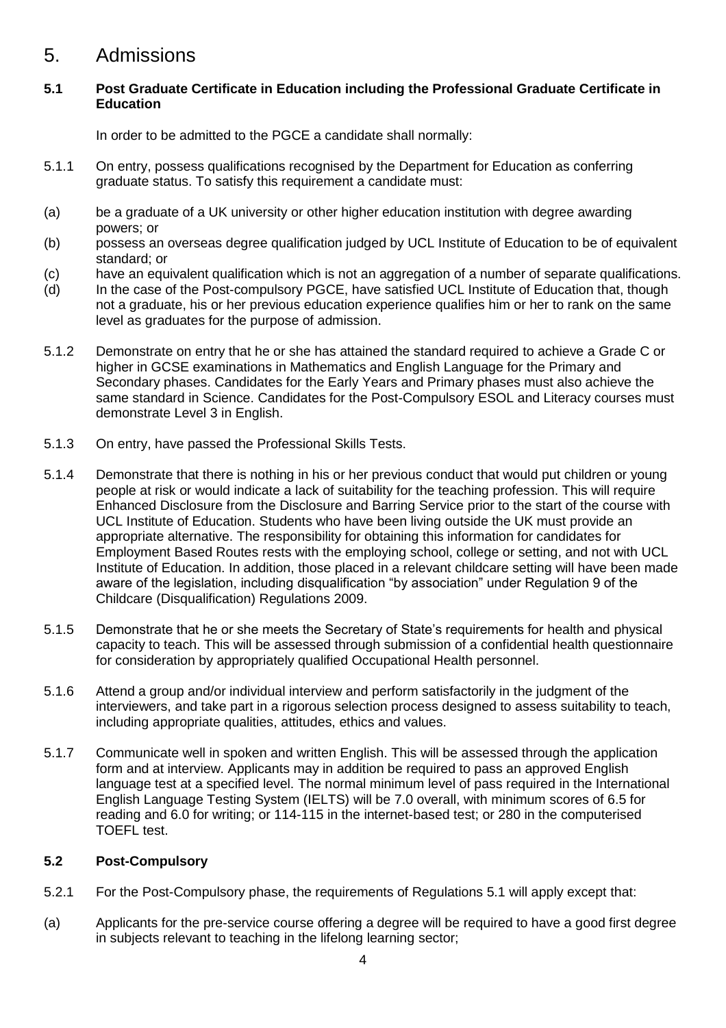# 5. Admissions

**5.1 Post Graduate Certificate in Education including the Professional Graduate Certificate in Education**

In order to be admitted to the PGCE a candidate shall normally:

5.1.1 On entry, possess qualifications recognised by the Department for Education as conferring graduate status. To satisfy this requirement a candidate must:

(a) be a graduate of a UK university or other higher education institution with degree awarding powers; or

(b) possess an overseas degree qualification judged by UCL Institute of Education to be of equivalent standard; or

(c) have an equivalent qualification which is not an aggregation of a number of separate qualifications.

(d) In the case of the Post-compulsory PGCE, have satisfied UCL Institute of Education that, though not a graduate, his or her previous education experience qualifies him or her to rank on the same level as graduates for the purpose of admission.

5.1.2 Demonstrate on entry that he or she has attained the standard required to achieve a Grade C or higher in GCSE examinations in Mathematics and English Language for the Primary and Secondary phases. Candidates for the Early Years and Primary phases must also achieve the same standard in Science. Candidates for the Post-Compulsory ESOL and Literacy courses must demonstrate Level 3 in English.

5.1.3 On entry, have passed the Professional Skills Tests.

5.1.4 Demonstrate that there is nothing in his or her previous conduct that would put children or young people at risk or would indicate a lack of suitability for the teaching profession. This will require Enhanced Disclosure from the Disclosure and Barring Service prior to the start of the course with UCL Institute of Education. Students who have been living outside the UK must provide an appropriate alternative. The responsibility for obtaining this information for candidates for Employment Based Routes rests with the employing school, college or setting, and not with UCL Institute of Education. In addition, those placed in a relevant childcare setting will have been made aware of the legislation, including disqualification "by association" under Regulation 9 of the Childcare (Disqualification) Regulations 2009.

5.1.5 Demonstrate that he or she meets the Secretary of State's requirements for health and physical capacity to teach. This will be assessed through submission of a confidential health questionnaire for consideration by appropriately qualified Occupational Health personnel.

5.1.6 Attend a group and/or individual interview and perform satisfactorily in the judgment of the interviewers, and take part in a rigorous selection process designed to assess suitability to teach, including appropriate qualities, attitudes, ethics and values.

5.1.7 Communicate well in spoken and written English. This will be assessed through the application form and at interview. Applicants may in addition be required to pass an approved English language test at a specified level. The normal minimum level of pass required in the International English Language Testing System (IELTS) will be 7.0 overall, with minimum scores of 6.5 for reading and 6.0 for writing; or 114-115 in the internet-based test; or 280 in the computerised TOEFL test.

**5.2 Post-Compulsory**

5.2.1 For the Post-Compulsory phase, the requirements of Regulations 5.1 will apply except that:

(a) Applicants for the pre-service course offering a degree will be required to have a good first degree in subjects relevant to teaching in the lifelong learning sector;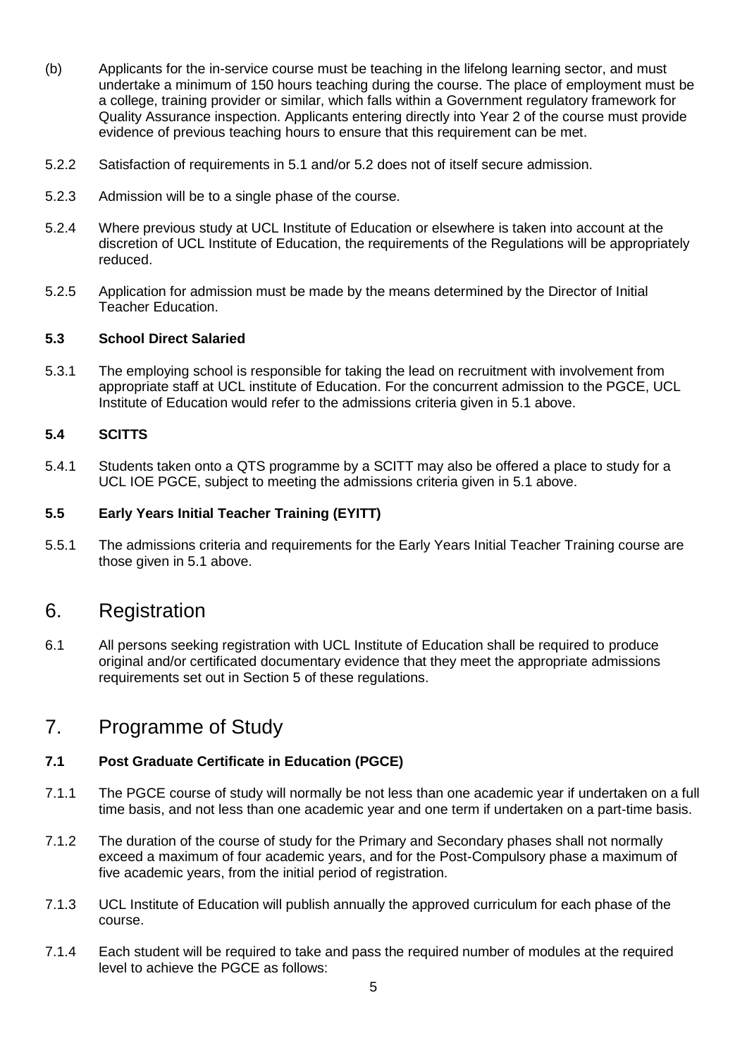(b) Applicants for the in-service course must be teaching in the lifelong learning sector, and must undertake a minimum of 150 hours teaching during the course. The place of employment must be a college, training provider or similar, which falls within a Government regulatory framework for Quality Assurance inspection. Applicants entering directly into Year 2 of the course must provide evidence of previous teaching hours to ensure that this requirement can be met.

5.2.2 Satisfaction of requirements in 5.1 and/or 5.2 does not of itself secure admission.

5.2.3 Admission will be to a single phase of the course.

5.2.4 Where previous study at UCL Institute of Education or elsewhere is taken into account at the discretion of UCL Institute of Education, the requirements of the Regulations will be appropriately reduced.

5.2.5 Application for admission must be made by the means determined by the Director of Initial Teacher Education.

### 5.3 School Direct Salaried

5.3.1 The employing school is responsible for taking the lead on recruitment with involvement from appropriate staff at UCL institute of Education. For the concurrent admission to the PGCE, UCL Institute of Education would refer to the admissions criteria given in 5.1 above.

### 5.4 SCITTS

5.4.1 Students taken onto a QTS programme by a SCITT may also be offered a place to study for a UCL IOE PGCE, subject to meeting the admissions criteria given in 5.1 above.

### 5.5 Early Years Initial Teacher Training (EYITT)

5.5.1 The admissions criteria and requirements for the Early Years Initial Teacher Training course are those given in 5.1 above.

## 6. Registration

6.1 All persons seeking registration with UCL Institute of Education shall be required to produce original and/or certificated documentary evidence that they meet the appropriate admissions requirements set out in Section 5 of these regulations.

## 7. Programme of Study

### 7.1 Post Graduate Certificate in Education (PGCE)

7.1.1 The PGCE course of study will normally be not less than one academic year if undertaken on a full time basis, and not less than one academic year and one term if undertaken on a part-time basis.

7.1.2 The duration of the course of study for the Primary and Secondary phases shall not normally exceed a maximum of four academic years, and for the Post-Compulsory phase a maximum of five academic years, from the initial period of registration.

7.1.3 UCL Institute of Education will publish annually the approved curriculum for each phase of the course.

7.1.4 Each student will be required to take and pass the required number of modules at the required level to achieve the PGCE as follows: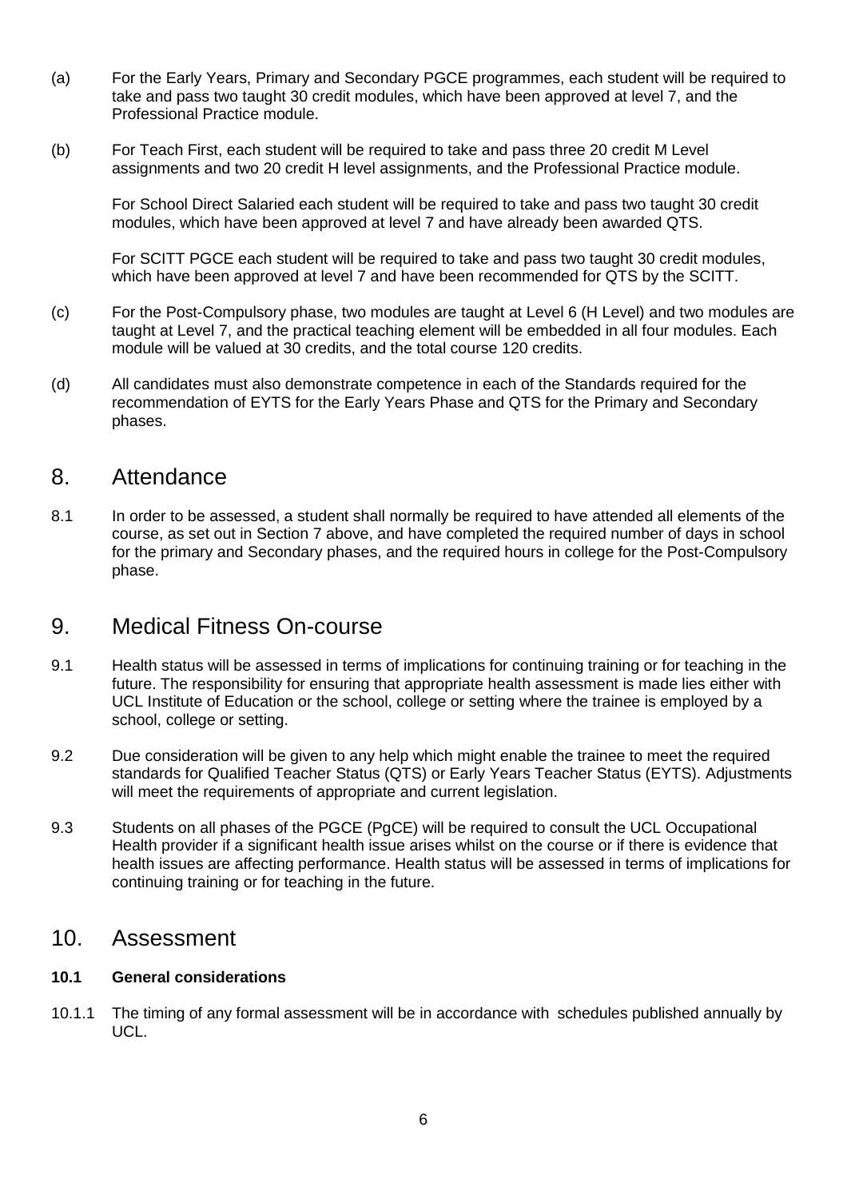(a) For the Early Years, Primary and Secondary PGCE programmes, each student will be required to take and pass two taught 30 credit modules, which have been approved at level 7, and the Professional Practice module.

(b) For Teach First, each student will be required to take and pass three 20 credit M Level assignments and two 20 credit H level assignments, and the Professional Practice module.

For School Direct Salaried each student will be required to take and pass two taught 30 credit modules, which have been approved at level 7 and have already been awarded QTS.

For SCITT PGCE each student will be required to take and pass two taught 30 credit modules, which have been approved at level 7 and have been recommended for QTS by the SCITT.

(c) For the Post-Compulsory phase, two modules are taught at Level 6 (H Level) and two modules are taught at Level 7, and the practical teaching element will be embedded in all four modules. Each module will be valued at 30 credits, and the total course 120 credits.

(d) All candidates must also demonstrate competence in each of the Standards required for the recommendation of EYTS for the Early Years Phase and QTS for the Primary and Secondary phases.

## 8. Attendance

8.1 In order to be assessed, a student shall normally be required to have attended all elements of the course, as set out in Section 7 above, and have completed the required number of days in school for the primary and Secondary phases, and the required hours in college for the Post-Compulsory phase.

## 9. Medical Fitness On-course

9.1 Health status will be assessed in terms of implications for continuing training or for teaching in the future. The responsibility for ensuring that appropriate health assessment is made lies either with UCL Institute of Education or the school, college or setting where the trainee is employed by a school, college or setting.

9.2 Due consideration will be given to any help which might enable the trainee to meet the required standards for Qualified Teacher Status (QTS) or Early Years Teacher Status (EYTS). Adjustments will meet the requirements of appropriate and current legislation.

9.3 Students on all phases of the PGCE (PgCE) will be required to consult the UCL Occupational Health provider if a significant health issue arises whilst on the course or if there is evidence that health issues are affecting performance. Health status will be assessed in terms of implications for continuing training or for teaching in the future.

## 10. Assessment

### 10.1 General considerations

10.1.1 The timing of any formal assessment will be in accordance with schedules published annually by UCL.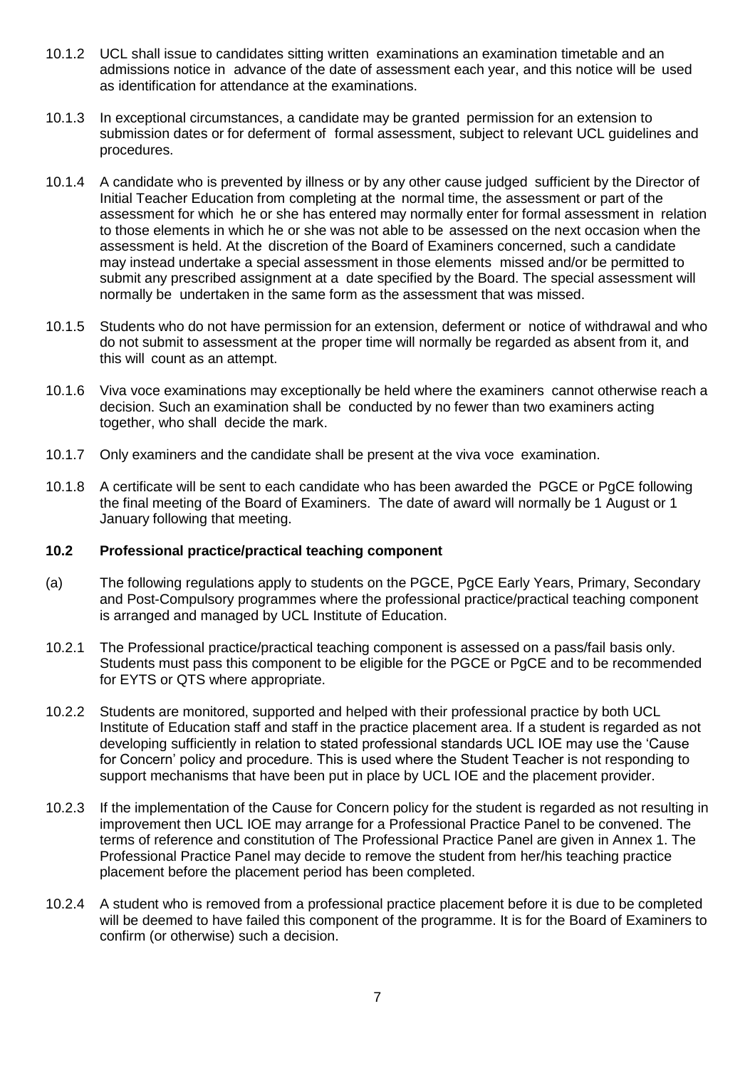10.1.2 UCL shall issue to candidates sitting written examinations an examination timetable and an admissions notice in advance of the date of assessment each year, and this notice will be used as identification for attendance at the examinations.

10.1.3 In exceptional circumstances, a candidate may be granted permission for an extension to submission dates or for deferment of formal assessment, subject to relevant UCL guidelines and procedures.

10.1.4 A candidate who is prevented by illness or by any other cause judged sufficient by the Director of Initial Teacher Education from completing at the normal time, the assessment or part of the assessment for which he or she has entered may normally enter for formal assessment in relation to those elements in which he or she was not able to be assessed on the next occasion when the assessment is held. At the discretion of the Board of Examiners concerned, such a candidate may instead undertake a special assessment in those elements missed and/or be permitted to submit any prescribed assignment at a date specified by the Board. The special assessment will normally be undertaken in the same form as the assessment that was missed.

10.1.5 Students who do not have permission for an extension, deferment or notice of withdrawal and who do not submit to assessment at the proper time will normally be regarded as absent from it, and this will count as an attempt.

10.1.6 Viva voce examinations may exceptionally be held where the examiners cannot otherwise reach a decision. Such an examination shall be conducted by no fewer than two examiners acting together, who shall decide the mark.

10.1.7 Only examiners and the candidate shall be present at the viva voce examination.

10.1.8 A certificate will be sent to each candidate who has been awarded the PGCE or PgCE following the final meeting of the Board of Examiners. The date of award will normally be 1 August or 1 January following that meeting.

### 10.2 Professional practice/practical teaching component

(a) The following regulations apply to students on the PGCE, PgCE Early Years, Primary, Secondary and Post-Compulsory programmes where the professional practice/practical teaching component is arranged and managed by UCL Institute of Education.

10.2.1 The Professional practice/practical teaching component is assessed on a pass/fail basis only. Students must pass this component to be eligible for the PGCE or PgCE and to be recommended for EYTS or QTS where appropriate.

10.2.2 Students are monitored, supported and helped with their professional practice by both UCL Institute of Education staff and staff in the practice placement area. If a student is regarded as not developing sufficiently in relation to stated professional standards UCL IOE may use the 'Cause for Concern' policy and procedure. This is used where the Student Teacher is not responding to support mechanisms that have been put in place by UCL IOE and the placement provider.

10.2.3 If the implementation of the Cause for Concern policy for the student is regarded as not resulting in improvement then UCL IOE may arrange for a Professional Practice Panel to be convened. The terms of reference and constitution of The Professional Practice Panel are given in Annex 1. The Professional Practice Panel may decide to remove the student from her/his teaching practice placement before the placement period has been completed.

10.2.4 A student who is removed from a professional practice placement before it is due to be completed will be deemed to have failed this component of the programme. It is for the Board of Examiners to confirm (or otherwise) such a decision.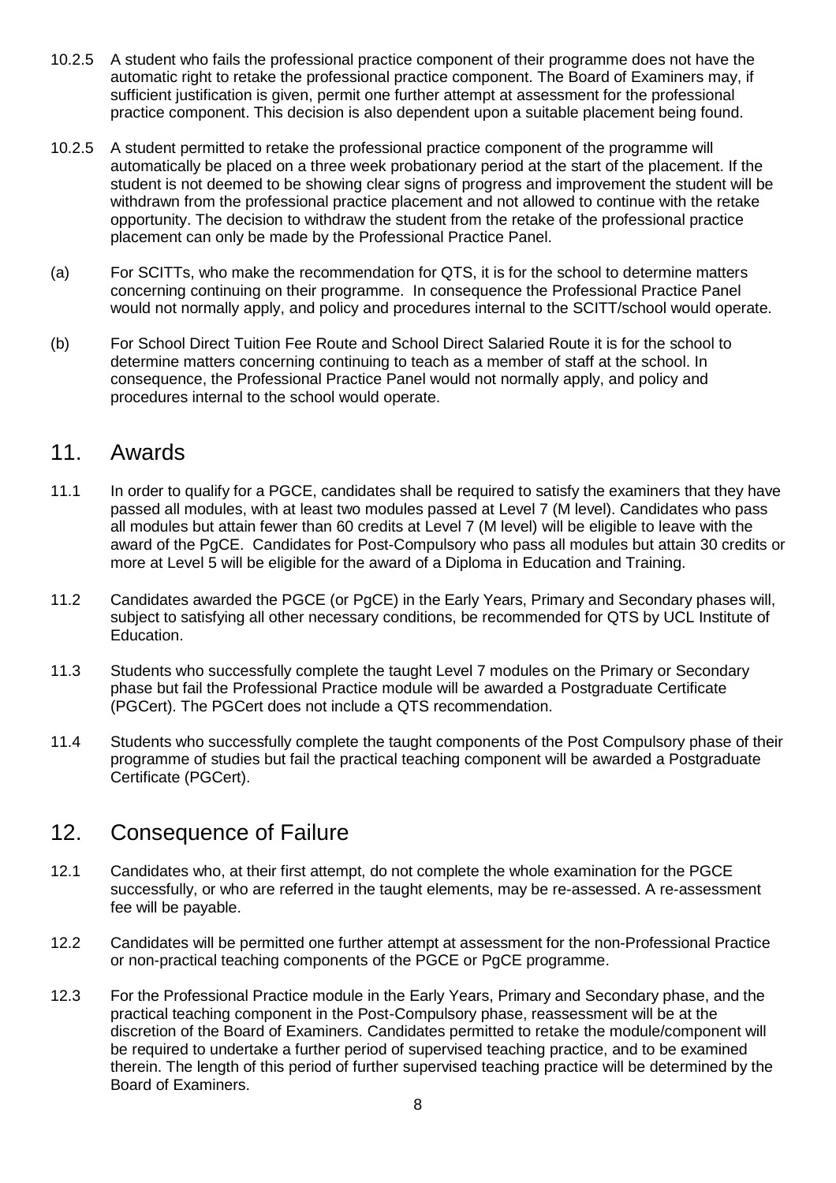10.2.5 A student who fails the professional practice component of their programme does not have the automatic right to retake the professional practice component. The Board of Examiners may, if sufficient justification is given, permit one further attempt at assessment for the professional practice component. This decision is also dependent upon a suitable placement being found.

10.2.5 A student permitted to retake the professional practice component of the programme will automatically be placed on a three week probationary period at the start of the placement. If the student is not deemed to be showing clear signs of progress and improvement the student will be withdrawn from the professional practice placement and not allowed to continue with the retake opportunity. The decision to withdraw the student from the retake of the professional practice placement can only be made by the Professional Practice Panel.

(a) For SCITTs, who make the recommendation for QTS, it is for the school to determine matters concerning continuing on their programme. In consequence the Professional Practice Panel would not normally apply, and policy and procedures internal to the SCITT/school would operate.

(b) For School Direct Tuition Fee Route and School Direct Salaried Route it is for the school to determine matters concerning continuing to teach as a member of staff at the school. In consequence, the Professional Practice Panel would not normally apply, and policy and procedures internal to the school would operate.

## 11. Awards

11.1 In order to qualify for a PGCE, candidates shall be required to satisfy the examiners that they have passed all modules, with at least two modules passed at Level 7 (M level). Candidates who pass all modules but attain fewer than 60 credits at Level 7 (M level) will be eligible to leave with the award of the PgCE. Candidates for Post-Compulsory who pass all modules but attain 30 credits or more at Level 5 will be eligible for the award of a Diploma in Education and Training.

11.2 Candidates awarded the PGCE (or PgCE) in the Early Years, Primary and Secondary phases will, subject to satisfying all other necessary conditions, be recommended for QTS by UCL Institute of Education.

11.3 Students who successfully complete the taught Level 7 modules on the Primary or Secondary phase but fail the Professional Practice module will be awarded a Postgraduate Certificate (PGCert). The PGCert does not include a QTS recommendation.

11.4 Students who successfully complete the taught components of the Post Compulsory phase of their programme of studies but fail the practical teaching component will be awarded a Postgraduate Certificate (PGCert).

## 12. Consequence of Failure

12.1 Candidates who, at their first attempt, do not complete the whole examination for the PGCE successfully, or who are referred in the taught elements, may be re-assessed. A re-assessment fee will be payable.

12.2 Candidates will be permitted one further attempt at assessment for the non-Professional Practice or non-practical teaching components of the PGCE or PgCE programme.

12.3 For the Professional Practice module in the Early Years, Primary and Secondary phase, and the practical teaching component in the Post-Compulsory phase, reassessment will be at the discretion of the Board of Examiners. Candidates permitted to retake the module/component will be required to undertake a further period of supervised teaching practice, and to be examined therein. The length of this period of further supervised teaching practice will be determined by the Board of Examiners.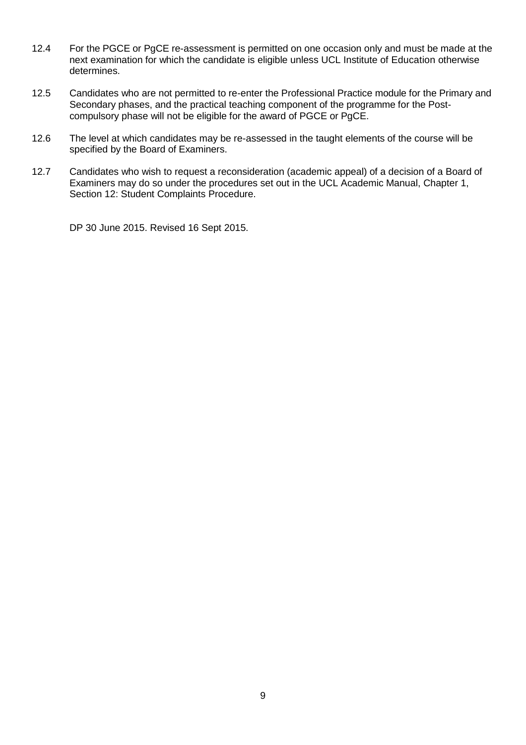12.4 For the PGCE or PgCE re-assessment is permitted on one occasion only and must be made at the next examination for which the candidate is eligible unless UCL Institute of Education otherwise determines.

12.5 Candidates who are not permitted to re-enter the Professional Practice module for the Primary and Secondary phases, and the practical teaching component of the programme for the Post-compulsory phase will not be eligible for the award of PGCE or PgCE.

12.6 The level at which candidates may be re-assessed in the taught elements of the course will be specified by the Board of Examiners.

12.7 Candidates who wish to request a reconsideration (academic appeal) of a decision of a Board of Examiners may do so under the procedures set out in the UCL Academic Manual, Chapter 1, Section 12: Student Complaints Procedure.

DP 30 June 2015. Revised 16 Sept 2015.